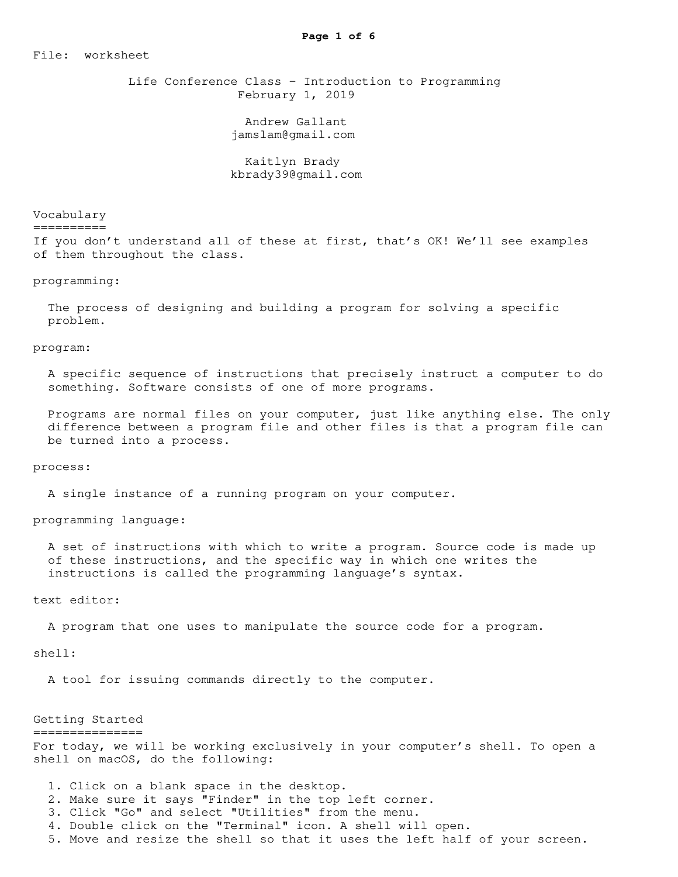File: worksheet

# Life Conference Class – Introduction to Programming

February 1, 2019

Andrew Gallant
jamslam@gmail.com

Kaitlyn Brady
kbrady39@gmail.com

## Vocabulary

If you don't understand all of these at first, that's OK! We'll see examples of them throughout the class.

programming:

The process of designing and building a program for solving a specific problem.

program:

A specific sequence of instructions that precisely instruct a computer to do something. Software consists of one of more programs.

Programs are normal files on your computer, just like anything else. The only difference between a program file and other files is that a program file can be turned into a process.

process:

A single instance of a running program on your computer.

programming language:

A set of instructions with which to write a program. Source code is made up of these instructions, and the specific way in which one writes the instructions is called the programming language's syntax.

text editor:

A program that one uses to manipulate the source code for a program.

shell:

A tool for issuing commands directly to the computer.

## Getting Started

For today, we will be working exclusively in your computer's shell. To open a shell on macOS, do the following:

1. Click on a blank space in the desktop.
2. Make sure it says "Finder" in the top left corner.
3. Click "Go" and select "Utilities" from the menu.
4. Double click on the "Terminal" icon. A shell will open.
5. Move and resize the shell so that it uses the left half of your screen.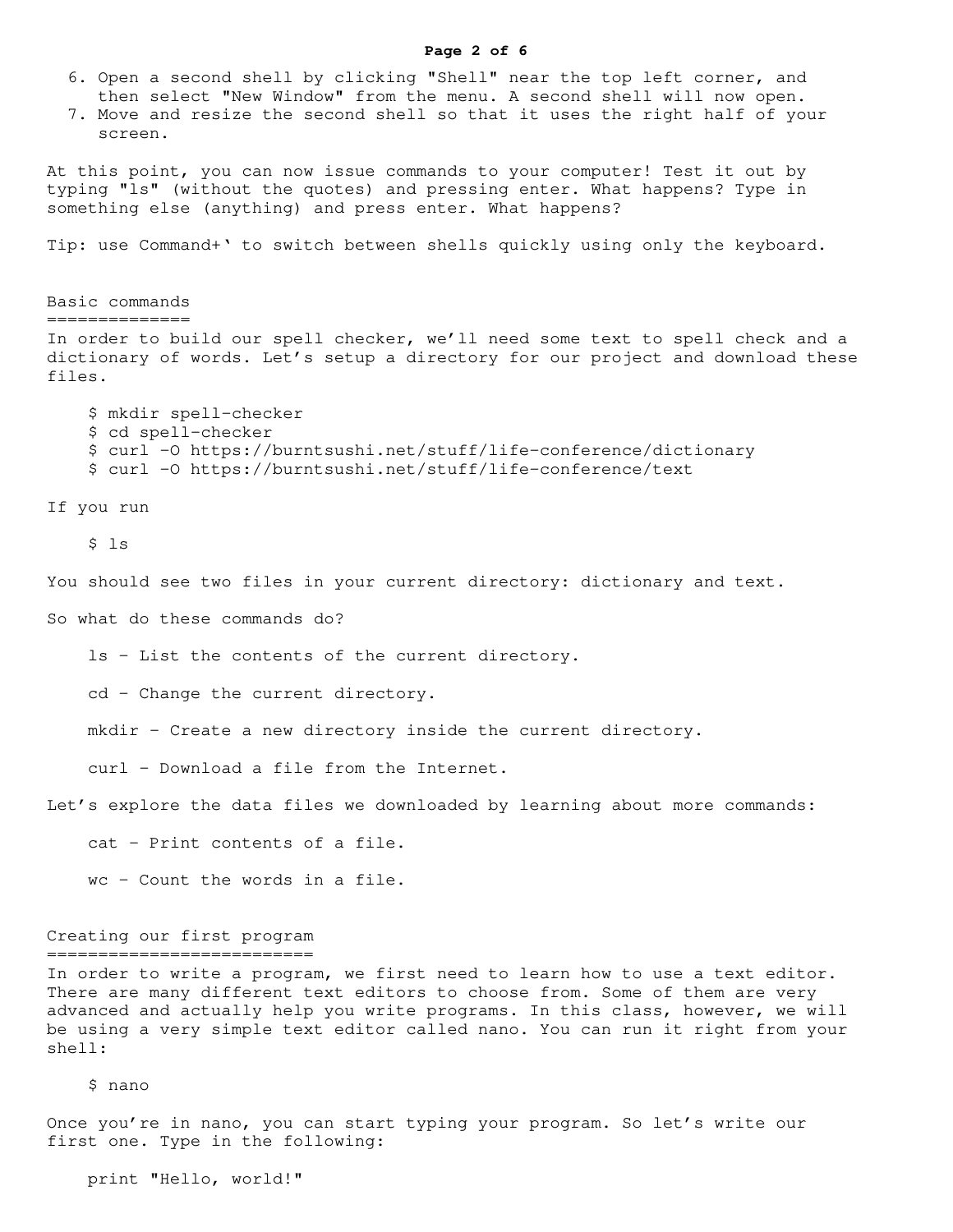6. Open a second shell by clicking "Shell" near the top left corner, and then select "New Window" from the menu. A second shell will now open.
7. Move and resize the second shell so that it uses the right half of your screen.

At this point, you can now issue commands to your computer! Test it out by typing "ls" (without the quotes) and pressing enter. What happens? Type in something else (anything) and press enter. What happens?

Tip: use Command+` to switch between shells quickly using only the keyboard.

## Basic commands

In order to build our spell checker, we'll need some text to spell check and a dictionary of words. Let's setup a directory for our project and download these files.

```
$ mkdir spell-checker
$ cd spell-checker
$ curl -O https://burntsushi.net/stuff/life-conference/dictionary
$ curl -O https://burntsushi.net/stuff/life-conference/text
```

If you run

```
$ ls
```

You should see two files in your current directory: dictionary and text.

So what do these commands do?

    ls - List the contents of the current directory.

    cd - Change the current directory.

    mkdir - Create a new directory inside the current directory.

    curl - Download a file from the Internet.

Let's explore the data files we downloaded by learning about more commands:

    cat - Print contents of a file.

    wc - Count the words in a file.

## Creating our first program

In order to write a program, we first need to learn how to use a text editor. There are many different text editors to choose from. Some of them are very advanced and actually help you write programs. In this class, however, we will be using a very simple text editor called nano. You can run it right from your shell:

```
$ nano
```

Once you're in nano, you can start typing your program. So let's write our first one. Type in the following:

```
print "Hello, world!"
```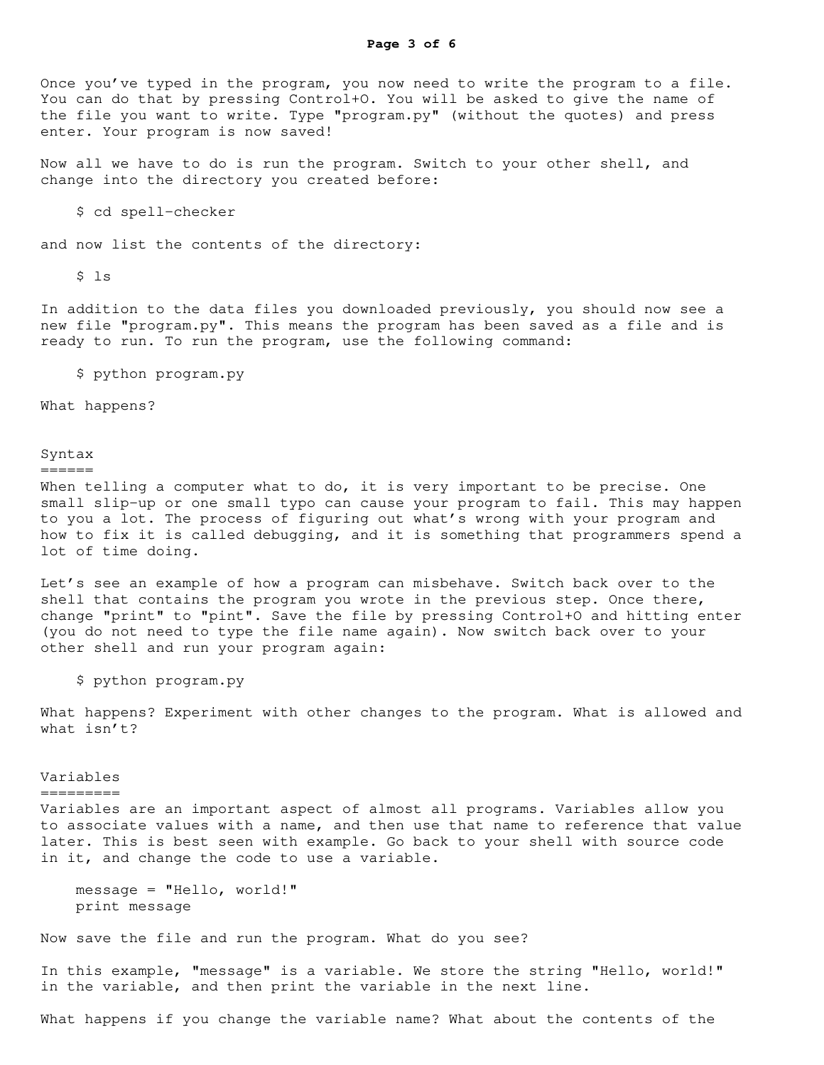Once you've typed in the program, you now need to write the program to a file. You can do that by pressing Control+O. You will be asked to give the name of the file you want to write. Type "program.py" (without the quotes) and press enter. Your program is now saved!

Now all we have to do is run the program. Switch to your other shell, and change into the directory you created before:

```
$ cd spell-checker
```

and now list the contents of the directory:

```
$ ls
```

In addition to the data files you downloaded previously, you should now see a new file "program.py". This means the program has been saved as a file and is ready to run. To run the program, use the following command:

```
$ python program.py
```

What happens?

## Syntax

When telling a computer what to do, it is very important to be precise. One small slip-up or one small typo can cause your program to fail. This may happen to you a lot. The process of figuring out what's wrong with your program and how to fix it is called debugging, and it is something that programmers spend a lot of time doing.

Let's see an example of how a program can misbehave. Switch back over to the shell that contains the program you wrote in the previous step. Once there, change "print" to "pint". Save the file by pressing Control+O and hitting enter (you do not need to type the file name again). Now switch back over to your other shell and run your program again:

```
$ python program.py
```

What happens? Experiment with other changes to the program. What is allowed and what isn't?

## Variables

Variables are an important aspect of almost all programs. Variables allow you to associate values with a name, and then use that name to reference that value later. This is best seen with example. Go back to your shell with source code in it, and change the code to use a variable.

```
message = "Hello, world!"
print message
```

Now save the file and run the program. What do you see?

In this example, "message" is a variable. We store the string "Hello, world!" in the variable, and then print the variable in the next line.

What happens if you change the variable name? What about the contents of the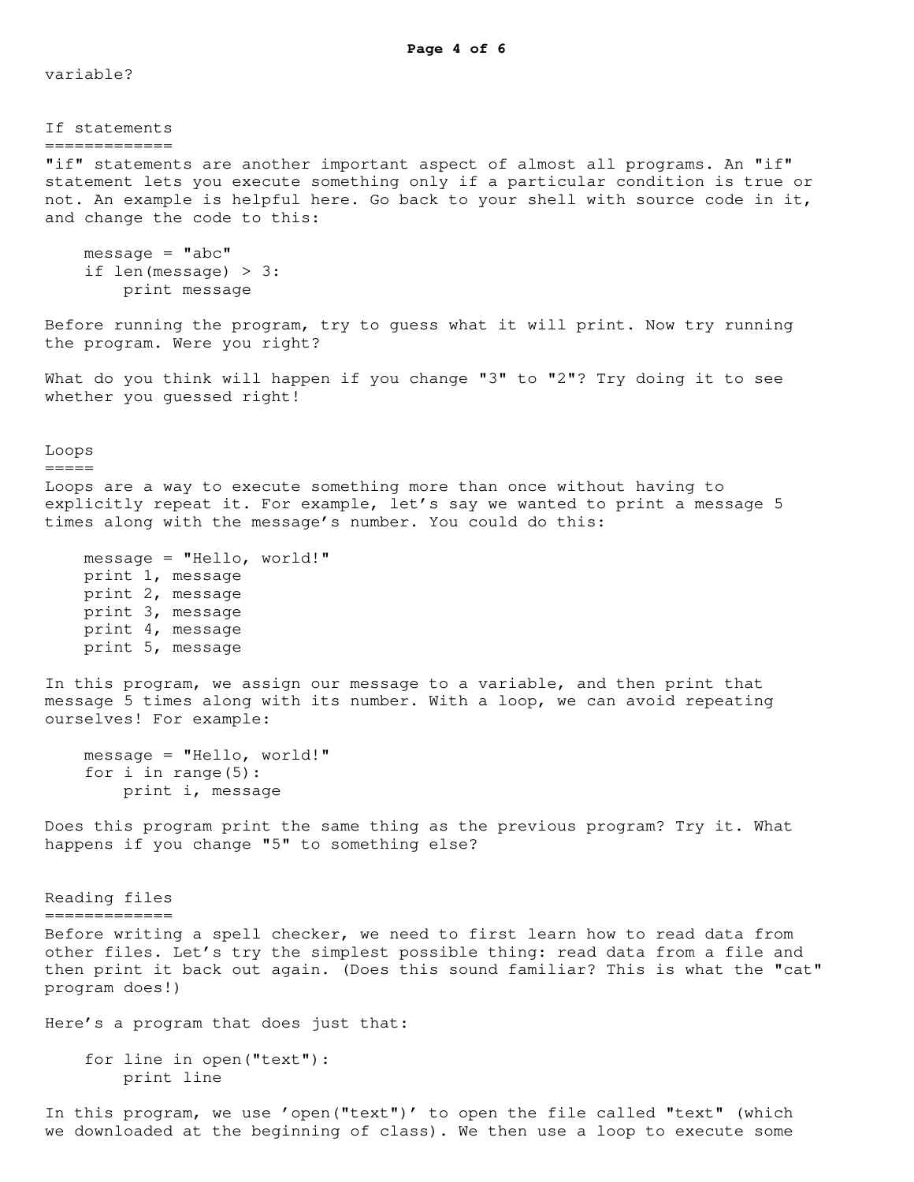variable?

## If statements

"if" statements are another important aspect of almost all programs. An "if" statement lets you execute something only if a particular condition is true or not. An example is helpful here. Go back to your shell with source code in it, and change the code to this:

```
message = "abc"
if len(message) > 3:
    print message
```

Before running the program, try to guess what it will print. Now try running the program. Were you right?

What do you think will happen if you change "3" to "2"? Try doing it to see whether you guessed right!

## Loops

Loops are a way to execute something more than once without having to explicitly repeat it. For example, let's say we wanted to print a message 5 times along with the message's number. You could do this:

```
message = "Hello, world!"
print 1, message
print 2, message
print 3, message
print 4, message
print 5, message
```

In this program, we assign our message to a variable, and then print that message 5 times along with its number. With a loop, we can avoid repeating ourselves! For example:

```
message = "Hello, world!"
for i in range(5):
    print i, message
```

Does this program print the same thing as the previous program? Try it. What happens if you change "5" to something else?

## Reading files

Before writing a spell checker, we need to first learn how to read data from other files. Let's try the simplest possible thing: read data from a file and then print it back out again. (Does this sound familiar? This is what the "cat" program does!)

Here's a program that does just that:

```
for line in open("text"):
    print line
```

In this program, we use 'open("text")' to open the file called "text" (which we downloaded at the beginning of class). We then use a loop to execute some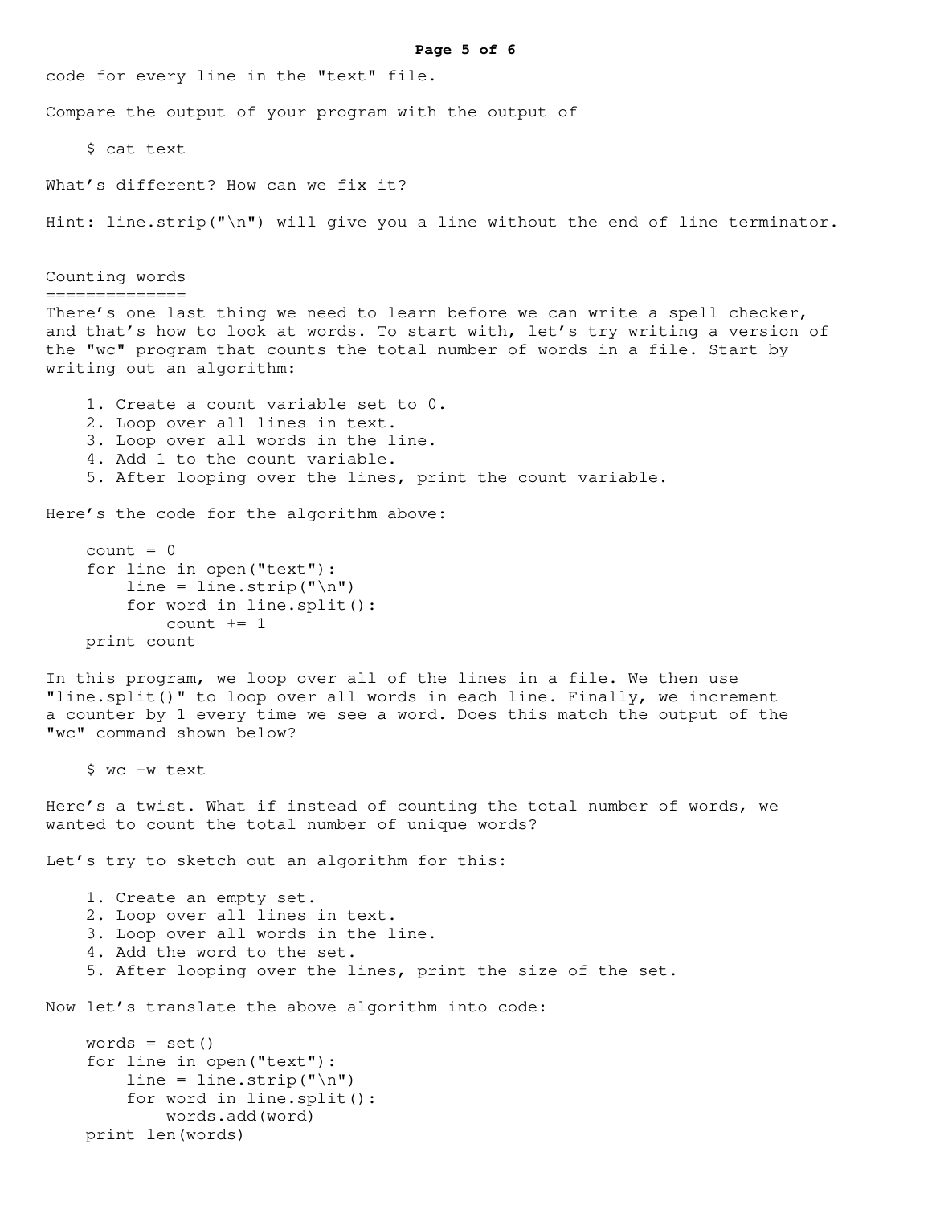code for every line in the "text" file.

Compare the output of your program with the output of

```
$ cat text
```

What's different? How can we fix it?

Hint: line.strip("\n") will give you a line without the end of line terminator.

## Counting words

There's one last thing we need to learn before we can write a spell checker, and that's how to look at words. To start with, let's try writing a version of the "wc" program that counts the total number of words in a file. Start by writing out an algorithm:

1. Create a count variable set to 0.
2. Loop over all lines in text.
3. Loop over all words in the line.
4. Add 1 to the count variable.
5. After looping over the lines, print the count variable.

Here's the code for the algorithm above:

```
count = 0
for line in open("text"):
    line = line.strip("\n")
    for word in line.split():
        count += 1
print count
```

In this program, we loop over all of the lines in a file. We then use "line.split()" to loop over all words in each line. Finally, we increment a counter by 1 every time we see a word. Does this match the output of the "wc" command shown below?

```
$ wc -w text
```

Here's a twist. What if instead of counting the total number of words, we wanted to count the total number of unique words?

Let's try to sketch out an algorithm for this:

1. Create an empty set.
2. Loop over all lines in text.
3. Loop over all words in the line.
4. Add the word to the set.
5. After looping over the lines, print the size of the set.

Now let's translate the above algorithm into code:

```
words = set()
for line in open("text"):
    line = line.strip("\n")
    for word in line.split():
        words.add(word)
print len(words)
```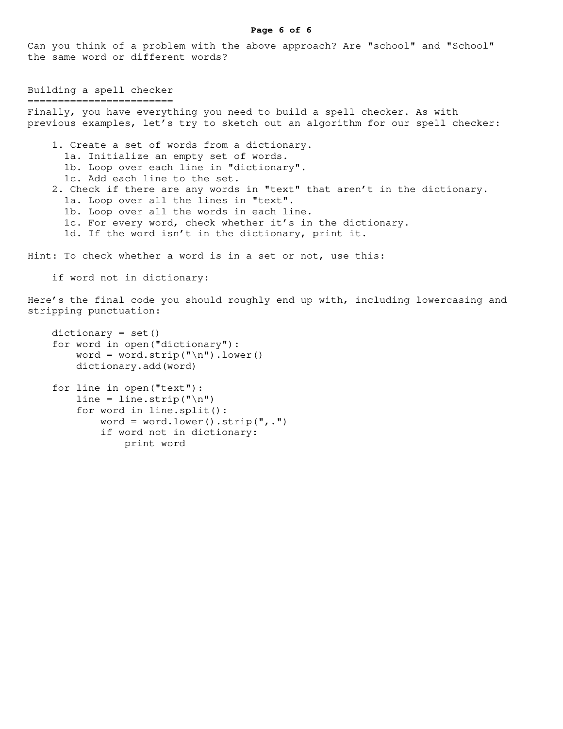Can you think of a problem with the above approach? Are "school" and "School" the same word or different words?

## Building a spell checker

Finally, you have everything you need to build a spell checker. As with previous examples, let’s try to sketch out an algorithm for our spell checker:

1. Create a set of words from a dictionary.
   - 1a. Initialize an empty set of words.
   - 1b. Loop over each line in "dictionary".
   - 1c. Add each line to the set.
2. Check if there are any words in "text" that aren’t in the dictionary.
   - 1a. Loop over all the lines in "text".
   - 1b. Loop over all the words in each line.
   - 1c. For every word, check whether it’s in the dictionary.
   - 1d. If the word isn’t in the dictionary, print it.

Hint: To check whether a word is in a set or not, use this:

```
if word not in dictionary:
```

Here’s the final code you should roughly end up with, including lowercasing and stripping punctuation:

```
dictionary = set()
for word in open("dictionary"):
    word = word.strip("\n").lower()
    dictionary.add(word)

for line in open("text"):
    line = line.strip("\n")
    for word in line.split():
        word = word.lower().strip(",.")
        if word not in dictionary:
            print word
```